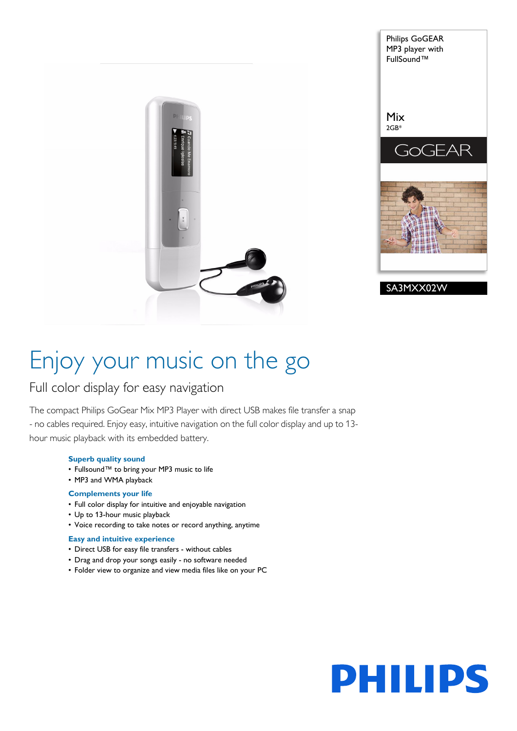Philips GoGEAR MP3 player with FullSound™

Mix
2GB*

GoGEAR

SA3MXX02W

# Enjoy your music on the go

## Full color display for easy navigation

The compact Philips GoGear Mix MP3 Player with direct USB makes file transfer a snap - no cables required. Enjoy easy, intuitive navigation on the full color display and up to 13-hour music playback with its embedded battery.

### Superb quality sound

- Fullsound™ to bring your MP3 music to life
- MP3 and WMA playback

### Complements your life

- Full color display for intuitive and enjoyable navigation
- Up to 13-hour music playback
- Voice recording to take notes or record anything, anytime

### Easy and intuitive experience

- Direct USB for easy file transfers - without cables
- Drag and drop your songs easily - no software needed
- Folder view to organize and view media files like on your PC

PHILIPS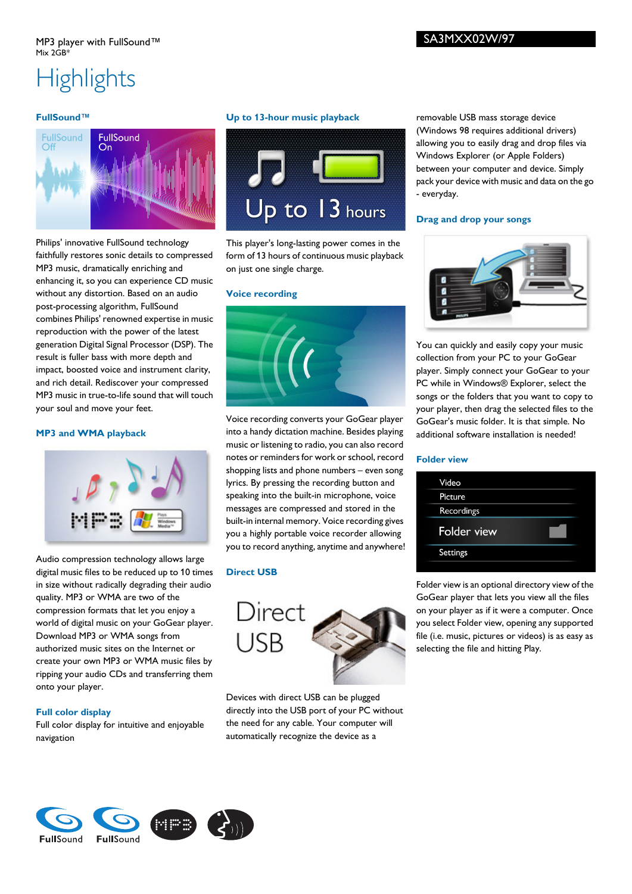MP3 player with FullSound™
Mix 2GB*

SA3MXX02W/97

# Highlights

### FullSound™

Philips' innovative FullSound technology faithfully restores sonic details to compressed MP3 music, dramatically enriching and enhancing it, so you can experience CD music without any distortion. Based on an audio post-processing algorithm, FullSound combines Philips' renowned expertise in music reproduction with the power of the latest generation Digital Signal Processor (DSP). The result is fuller bass with more depth and impact, boosted voice and instrument clarity, and rich detail. Rediscover your compressed MP3 music in true-to-life sound that will touch your soul and move your feet.

### MP3 and WMA playback

Audio compression technology allows large digital music files to be reduced up to 10 times in size without radically degrading their audio quality. MP3 or WMA are two of the compression formats that let you enjoy a world of digital music on your GoGear player. Download MP3 or WMA songs from authorized music sites on the Internet or create your own MP3 or WMA music files by ripping your audio CDs and transferring them onto your player.

### Full color display

Full color display for intuitive and enjoyable navigation

### Up to 13-hour music playback

This player's long-lasting power comes in the form of 13 hours of continuous music playback on just one single charge.

### Voice recording

Voice recording converts your GoGear player into a handy dictation machine. Besides playing music or listening to radio, you can also record notes or reminders for work or school, record shopping lists and phone numbers – even song lyrics. By pressing the recording button and speaking into the built-in microphone, voice messages are compressed and stored in the built-in internal memory. Voice recording gives you a highly portable voice recorder allowing you to record anything, anytime and anywhere!

### Direct USB

Devices with direct USB can be plugged directly into the USB port of your PC without the need for any cable. Your computer will automatically recognize the device as a removable USB mass storage device (Windows 98 requires additional drivers) allowing you to easily drag and drop files via Windows Explorer (or Apple Folders) between your computer and device. Simply pack your device with music and data on the go - everyday.

### Drag and drop your songs

You can quickly and easily copy your music collection from your PC to your GoGear player. Simply connect your GoGear to your PC while in Windows® Explorer, select the songs or the folders that you want to copy to your player, then drag the selected files to the GoGear's music folder. It is that simple. No additional software installation is needed!

### Folder view

Folder view is an optional directory view of the GoGear player that lets you view all the files on your player as if it were a computer. Once you select Folder view, opening any supported file (i.e. music, pictures or videos) is as easy as selecting the file and hitting Play.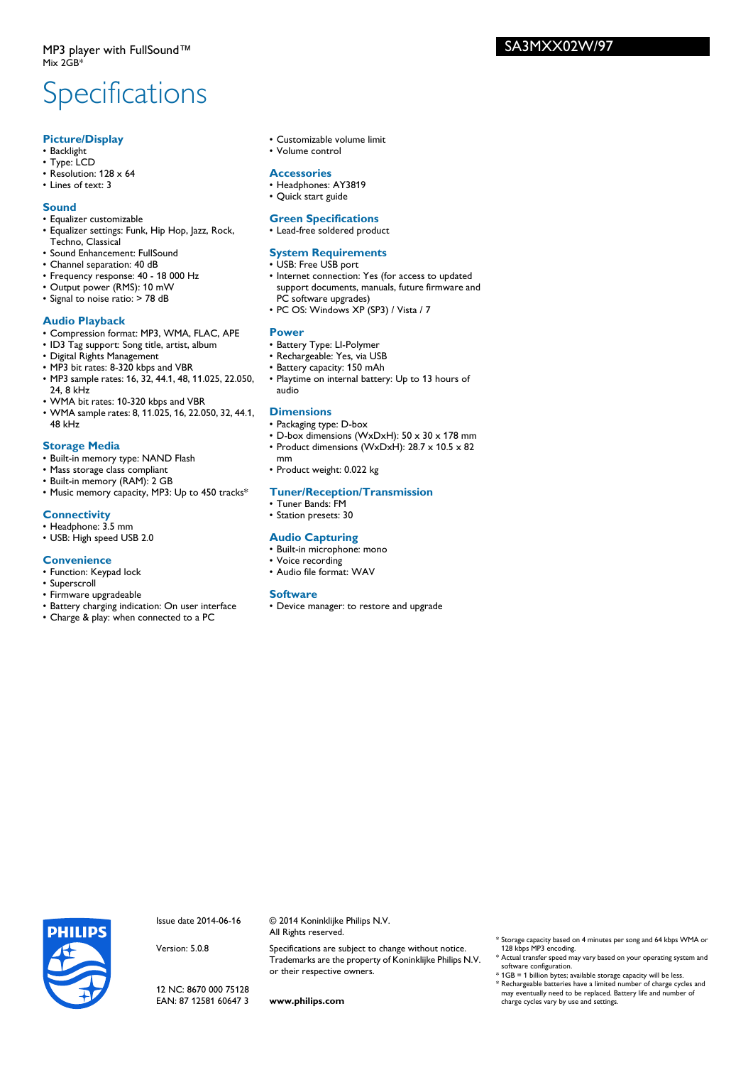MP3 player with FullSound™
Mix 2GB*

SA3MXX02W/97

# Specifications

## Picture/Display
- Backlight
- Type: LCD
- Resolution: 128 x 64
- Lines of text: 3

## Sound
- Equalizer customizable
- Equalizer settings: Funk, Hip Hop, Jazz, Rock, Techno, Classical
- Sound Enhancement: FullSound
- Channel separation: 40 dB
- Frequency response: 40 - 18 000 Hz
- Output power (RMS): 10 mW
- Signal to noise ratio: > 78 dB

## Audio Playback
- Compression format: MP3, WMA, FLAC, APE
- ID3 Tag support: Song title, artist, album
- Digital Rights Management
- MP3 bit rates: 8-320 kbps and VBR
- MP3 sample rates: 16, 32, 44.1, 48, 11.025, 22.050, 24, 8 kHz
- WMA bit rates: 10-320 kbps and VBR
- WMA sample rates: 8, 11.025, 16, 22.050, 32, 44.1, 48 kHz

## Storage Media
- Built-in memory type: NAND Flash
- Mass storage class compliant
- Built-in memory (RAM): 2 GB
- Music memory capacity, MP3: Up to 450 tracks*

## Connectivity
- Headphone: 3.5 mm
- USB: High speed USB 2.0

## Convenience
- Function: Keypad lock
- Superscroll
- Firmware upgradeable
- Battery charging indication: On user interface
- Charge & play: when connected to a PC
- Customizable volume limit
- Volume control

## Accessories
- Headphones: AY3819
- Quick start guide

## Green Specifications
- Lead-free soldered product

## System Requirements
- USB: Free USB port
- Internet connection: Yes (for access to updated support documents, manuals, future firmware and PC software upgrades)
- PC OS: Windows XP (SP3) / Vista / 7

## Power
- Battery Type: LI-Polymer
- Rechargeable: Yes, via USB
- Battery capacity: 150 mAh
- Playtime on internal battery: Up to 13 hours of audio

## Dimensions
- Packaging type: D-box
- D-box dimensions (WxDxH): 50 x 30 x 178 mm
- Product dimensions (WxDxH): 28.7 x 10.5 x 82 mm
- Product weight: 0.022 kg

## Tuner/Reception/Transmission
- Tuner Bands: FM
- Station presets: 30

## Audio Capturing
- Built-in microphone: mono
- Voice recording
- Audio file format: WAV

## Software
- Device manager: to restore and upgrade

---

Issue date 2014-06-16

Version: 5.0.8

12 NC: 8670 000 75128
EAN: 87 12581 60647 3

© 2014 Koninklijke Philips N.V.
All Rights reserved.

Specifications are subject to change without notice. Trademarks are the property of Koninklijke Philips N.V. or their respective owners.

**www.philips.com**

* Storage capacity based on 4 minutes per song and 64 kbps WMA or 128 kbps MP3 encoding.
* Actual transfer speed may vary based on your operating system and software configuration.
* 1GB = 1 billion bytes; available storage capacity will be less.
* Rechargeable batteries have a limited number of charge cycles and may eventually need to be replaced. Battery life and number of charge cycles vary by use and settings.